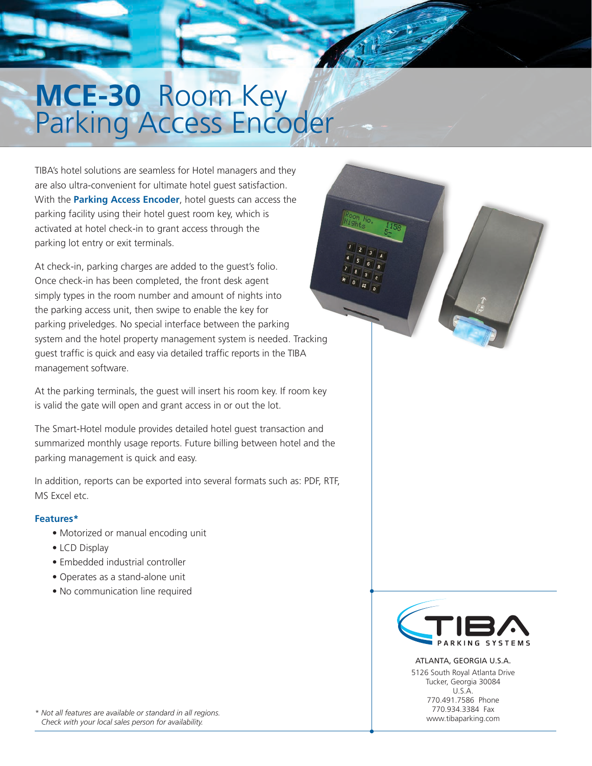# **MCE-30** Room Key Parking Access Encoder

TIBA's hotel solutions are seamless for Hotel managers and they are also ultra-convenient for ultimate hotel guest satisfaction. With the **Parking Access Encoder**, hotel guests can access the parking facility using their hotel guest room key, which is activated at hotel check-in to grant access through the parking lot entry or exit terminals.

At check-in, parking charges are added to the guest's folio. Once check-in has been completed, the front desk agent simply types in the room number and amount of nights into the parking access unit, then swipe to enable the key for parking priveledges. No special interface between the parking system and the hotel property management system is needed. Tracking guest traffic is quick and easy via detailed traffic reports in the TIBA management software.

At the parking terminals, the guest will insert his room key. If room key is valid the gate will open and grant access in or out the lot.

The Smart-Hotel module provides detailed hotel guest transaction and summarized monthly usage reports. Future billing between hotel and the parking management is quick and easy.

In addition, reports can be exported into several formats such as: PDF, RTF, MS Excel etc.

### Features*

- Motorized or manual encoding unit
- LCD Display
- Embedded industrial controller
- Operates as a stand-alone unit
- No communication line required

*\* Not all features are available or standard in all regions. Check with your local sales person for availability.*

TIBA PARKING SYSTEMS

ATLANTA, GEORGIA U.S.A.
5126 South Royal Atlanta Drive
Tucker, Georgia 30084
U.S.A.
770.491.7586 Phone
770.934.3384 Fax
www.tibaparking.com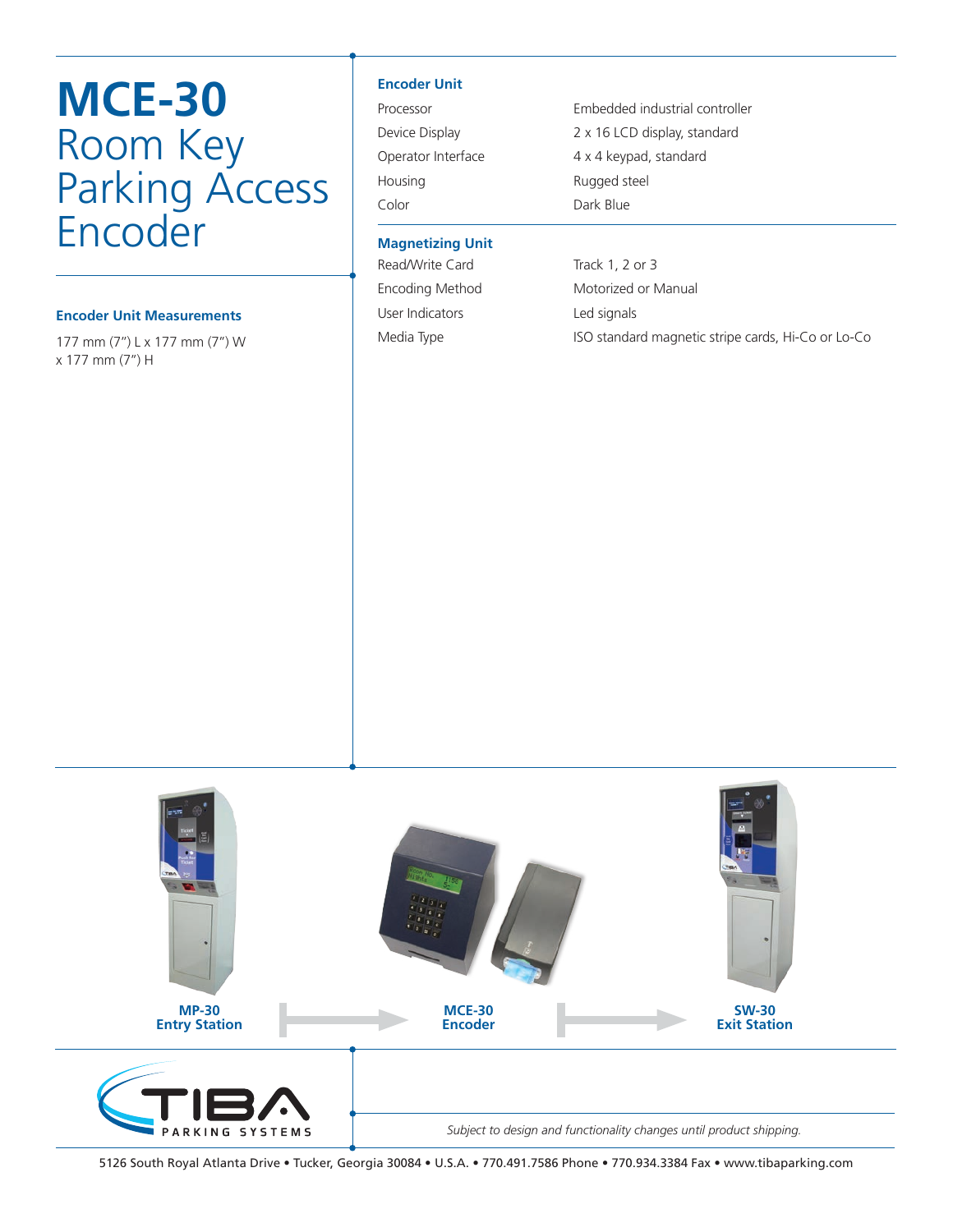# MCE-30 Room Key Parking Access Encoder

### Encoder Unit Measurements

177 mm (7") L x 177 mm (7") W x 177 mm (7") H

### Encoder Unit

| | |
|---|---|
| Processor | Embedded industrial controller |
| Device Display | 2 x 16 LCD display, standard |
| Operator Interface | 4 x 4 keypad, standard |
| Housing | Rugged steel |
| Color | Dark Blue |

### Magnetizing Unit

| | |
|---|---|
| Read/Write Card | Track 1, 2 or 3 |
| Encoding Method | Motorized or Manual |
| User Indicators | Led signals |
| Media Type | ISO standard magnetic stripe cards, Hi-Co or Lo-Co |

**MP-30 Entry Station**

**MCE-30 Encoder**

**SW-30 Exit Station**

TIBA PARKING SYSTEMS

*Subject to design and functionality changes until product shipping.*

5126 South Royal Atlanta Drive • Tucker, Georgia 30084 • U.S.A. • 770.491.7586 Phone • 770.934.3384 Fax • www.tibaparking.com